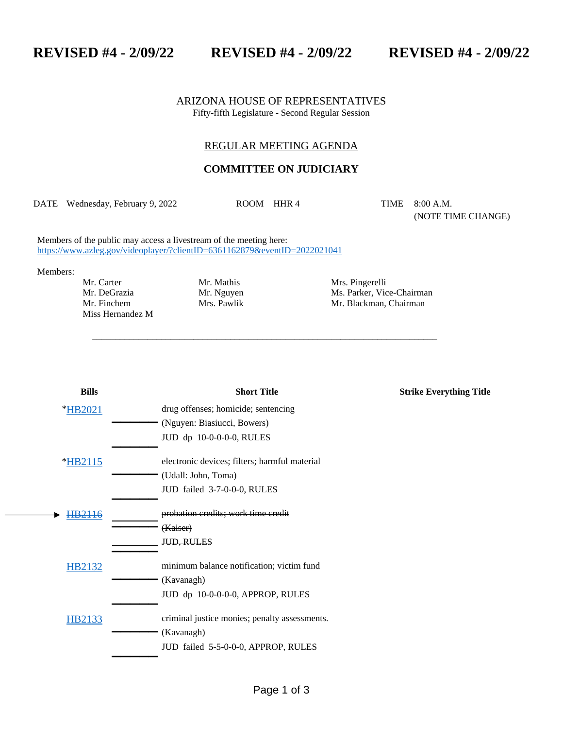# REVISED #4 - 2/09/22 REVISED #4 - 2/09/22 REVISED #4 - 2/09/22

ARIZONA HOUSE OF REPRESENTATIVES
Fifty-fifth Legislature - Second Regular Session

## REGULAR MEETING AGENDA

## COMMITTEE ON JUDICIARY

DATE Wednesday, February 9, 2022 ROOM HHR 4 TIME 8:00 A.M. (NOTE TIME CHANGE)

Members of the public may access a livestream of the meeting here:
https://www.azleg.gov/videoplayer/?clientID=6361162879&eventID=2022021041

Members:

| | | |
|---|---|---|
| Mr. Carter | Mr. Mathis | Mrs. Pingerelli |
| Mr. DeGrazia | Mr. Nguyen | Ms. Parker, Vice-Chairman |
| Mr. Finchem | Mrs. Pawlik | Mr. Blackman, Chairman |
| Miss Hernandez M | | |

---

| Bills | Short Title | Strike Everything Title |
|---|---|---|
| *HB2021 | drug offenses; homicide; sentencing<br>(Nguyen: Biasiucci, Bowers)<br>JUD dp 10-0-0-0-0, RULES | |
| *HB2115 | electronic devices; filters; harmful material<br>(Udall: John, Toma)<br>JUD failed 3-7-0-0-0, RULES | |
| → ~~HB2116~~ | ~~probation credits; work time credit~~<br>~~(Kaiser)~~<br>~~JUD, RULES~~ | |
| HB2132 | minimum balance notification; victim fund<br>(Kavanagh)<br>JUD dp 10-0-0-0-0, APPROP, RULES | |
| HB2133 | criminal justice monies; penalty assessments.<br>(Kavanagh)<br>JUD failed 5-5-0-0-0, APPROP, RULES | |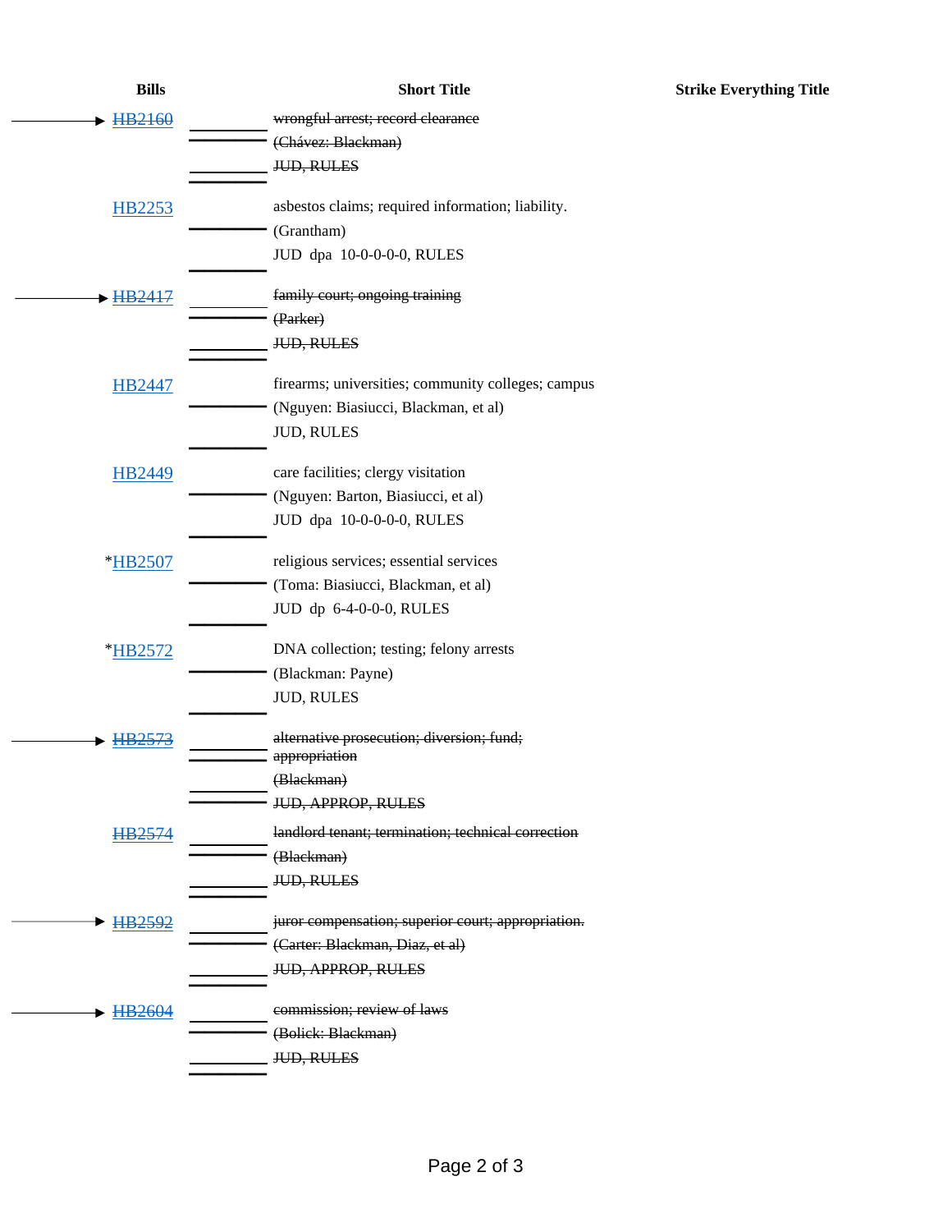| Bills | Short Title | Strike Everything Title |
| --- | --- | --- |
| → ~~HB2160~~ | ~~wrongful arrest; record clearance~~<br>~~(Chávez: Blackman)~~<br>~~JUD, RULES~~ | |
| HB2253 | asbestos claims; required information; liability.<br>(Grantham)<br>JUD dpa 10-0-0-0-0, RULES | |
| → ~~HB2417~~ | ~~family court; ongoing training~~<br>~~(Parker)~~<br>~~JUD, RULES~~ | |
| HB2447 | firearms; universities; community colleges; campus<br>(Nguyen: Biasiucci, Blackman, et al)<br>JUD, RULES | |
| HB2449 | care facilities; clergy visitation<br>(Nguyen: Barton, Biasiucci, et al)<br>JUD dpa 10-0-0-0-0, RULES | |
| *HB2507 | religious services; essential services<br>(Toma: Biasiucci, Blackman, et al)<br>JUD dp 6-4-0-0-0, RULES | |
| *HB2572 | DNA collection; testing; felony arrests<br>(Blackman: Payne)<br>JUD, RULES | |
| → ~~HB2573~~ | ~~alternative prosecution; diversion; fund; appropriation~~<br>~~(Blackman)~~<br>~~JUD, APPROP, RULES~~ | |
| ~~HB2574~~ | ~~landlord tenant; termination; technical correction~~<br>~~(Blackman)~~<br>~~JUD, RULES~~ | |
| → ~~HB2592~~ | ~~juror compensation; superior court; appropriation.~~<br>~~(Carter: Blackman, Diaz, et al)~~<br>~~JUD, APPROP, RULES~~ | |
| → ~~HB2604~~ | ~~commission; review of laws~~<br>~~(Bolick: Blackman)~~<br>~~JUD, RULES~~ | |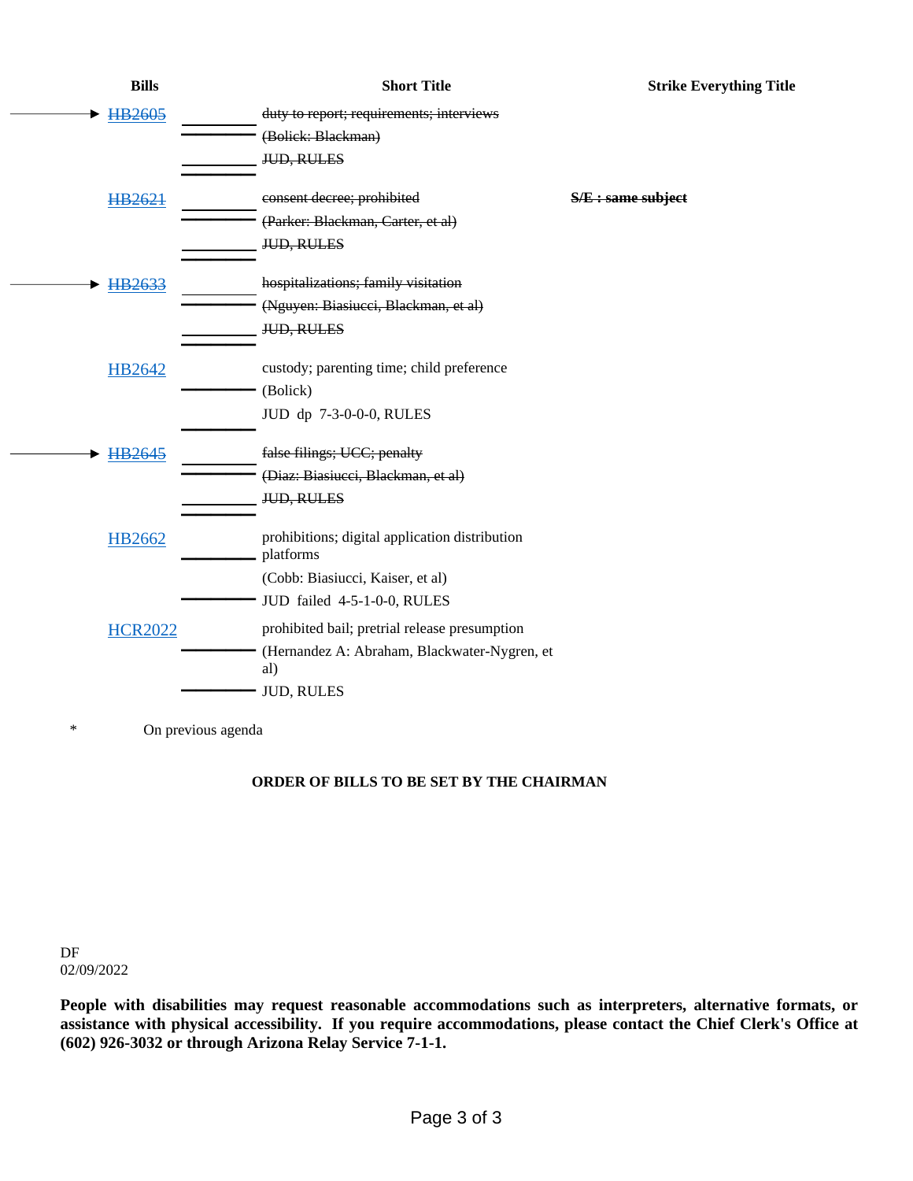| Bills | Short Title | Strike Everything Title |
|---|---|---|
| ~~HB2605~~ | ~~duty to report; requirements; interviews~~<br>~~(Bolick: Blackman)~~<br>~~JUD, RULES~~ | |
| ~~HB2621~~ | ~~consent decree; prohibited~~<br>~~(Parker: Blackman, Carter, et al)~~<br>~~JUD, RULES~~ | ~~**S/E : same subject**~~ |
| ~~HB2633~~ | ~~hospitalizations; family visitation~~<br>~~(Nguyen: Biasiucci, Blackman, et al)~~<br>~~JUD, RULES~~ | |
| HB2642 | custody; parenting time; child preference<br>(Bolick)<br>JUD dp 7-3-0-0-0, RULES | |
| ~~HB2645~~ | ~~false filings; UCC; penalty~~<br>~~(Diaz: Biasiucci, Blackman, et al)~~<br>~~JUD, RULES~~ | |
| HB2662 | prohibitions; digital application distribution platforms<br>(Cobb: Biasiucci, Kaiser, et al)<br>JUD failed 4-5-1-0-0, RULES | |
| HCR2022 | prohibited bail; pretrial release presumption<br>(Hernandez A: Abraham, Blackwater-Nygren, et al)<br>JUD, RULES | |

* On previous agenda

**ORDER OF BILLS TO BE SET BY THE CHAIRMAN**

DF
02/09/2022

**People with disabilities may request reasonable accommodations such as interpreters, alternative formats, or assistance with physical accessibility. If you require accommodations, please contact the Chief Clerk's Office at (602) 926-3032 or through Arizona Relay Service 7-1-1.**